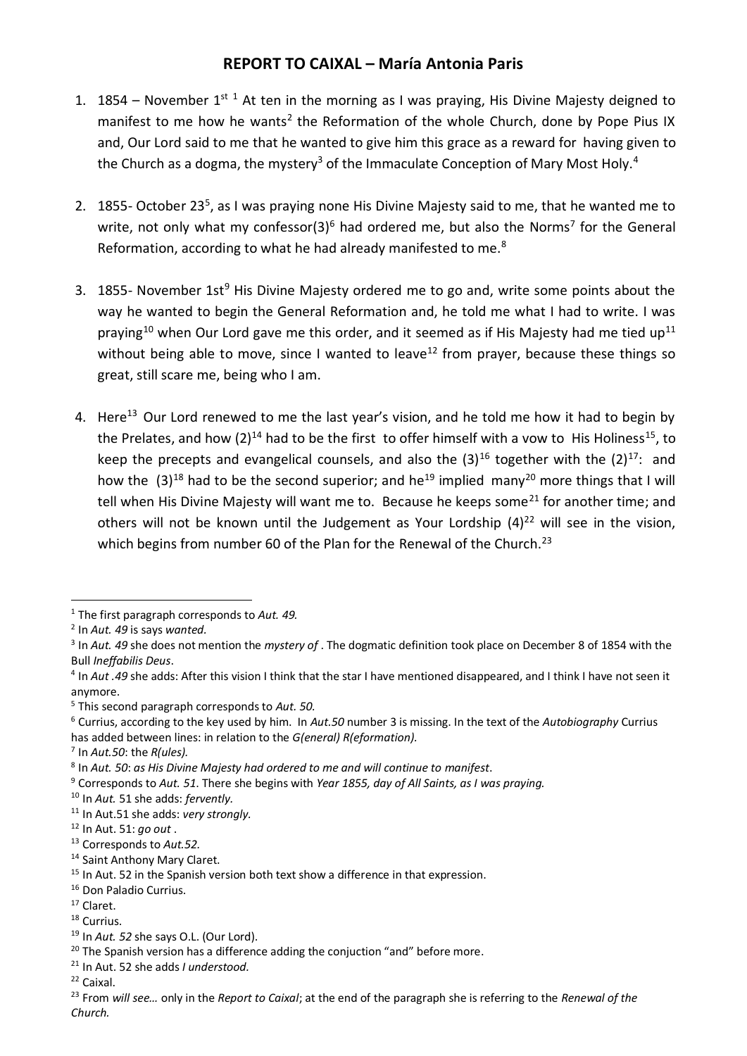# REPORT TO CAIXAL – María Antonia Paris

1. 1854 – November 1st [1] At ten in the morning as I was praying, His Divine Majesty deigned to manifest to me how he wants[2] the Reformation of the whole Church, done by Pope Pius IX and, Our Lord said to me that he wanted to give him this grace as a reward for having given to the Church as a dogma, the mystery[3] of the Immaculate Conception of Mary Most Holy.[4]

2. 1855- October 23[5], as I was praying none His Divine Majesty said to me, that he wanted me to write, not only what my confessor(3)[6] had ordered me, but also the Norms[7] for the General Reformation, according to what he had already manifested to me.[8]

3. 1855- November 1st[9] His Divine Majesty ordered me to go and, write some points about the way he wanted to begin the General Reformation and, he told me what I had to write. I was praying[10] when Our Lord gave me this order, and it seemed as if His Majesty had me tied up[11] without being able to move, since I wanted to leave[12] from prayer, because these things so great, still scare me, being who I am.

4. Here[13] Our Lord renewed to me the last year's vision, and he told me how it had to begin by the Prelates, and how (2)[14] had to be the first to offer himself with a vow to His Holiness[15], to keep the precepts and evangelical counsels, and also the (3)[16] together with the (2)[17]: and how the (3)[18] had to be the second superior; and he[19] implied many[20] more things that I will tell when His Divine Majesty will want me to. Because he keeps some[21] for another time; and others will not be known until the Judgement as Your Lordship (4)[22] will see in the vision, which begins from number 60 of the Plan for the Renewal of the Church.[23]

---

[1] The first paragraph corresponds to *Aut. 49.*

[2] In *Aut. 49* is says *wanted.*

[3] In *Aut. 49* she does not mention the *mystery of* . The dogmatic definition took place on December 8 of 1854 with the Bull *Ineffabilis Deus*.

[4] In *Aut .49* she adds: After this vision I think that the star I have mentioned disappeared, and I think I have not seen it anymore.

[5] This second paragraph corresponds to *Aut. 50.*

[6] Currius, according to the key used by him. In *Aut.50* number 3 is missing. In the text of the *Autobiography* Currius has added between lines: in relation to the *G(eneral) R(eformation).*

[7] In *Aut.50*: the *R(ules).*

[8] In *Aut. 50*: *as His Divine Majesty had ordered to me and will continue to manifest*.

[9] Corresponds to *Aut. 51*. There she begins with *Year 1855, day of All Saints, as I was praying.*

[10] In *Aut.* 51 she adds: *fervently.*

[11] In Aut.51 she adds: *very strongly.*

[12] In Aut. 51: *go out* .

[13] Corresponds to *Aut.52.*

[14] Saint Anthony Mary Claret.

[15] In Aut. 52 in the Spanish version both text show a difference in that expression.

[16] Don Paladio Currius.

[17] Claret.

[18] Currius.

[19] In *Aut. 52* she says O.L. (Our Lord).

[20] The Spanish version has a difference adding the conjuction "and" before more.

[21] In Aut. 52 she adds *I understood.*

[22] Caixal.

[23] From *will see…* only in the *Report to Caixal*; at the end of the paragraph she is referring to the *Renewal of the Church.*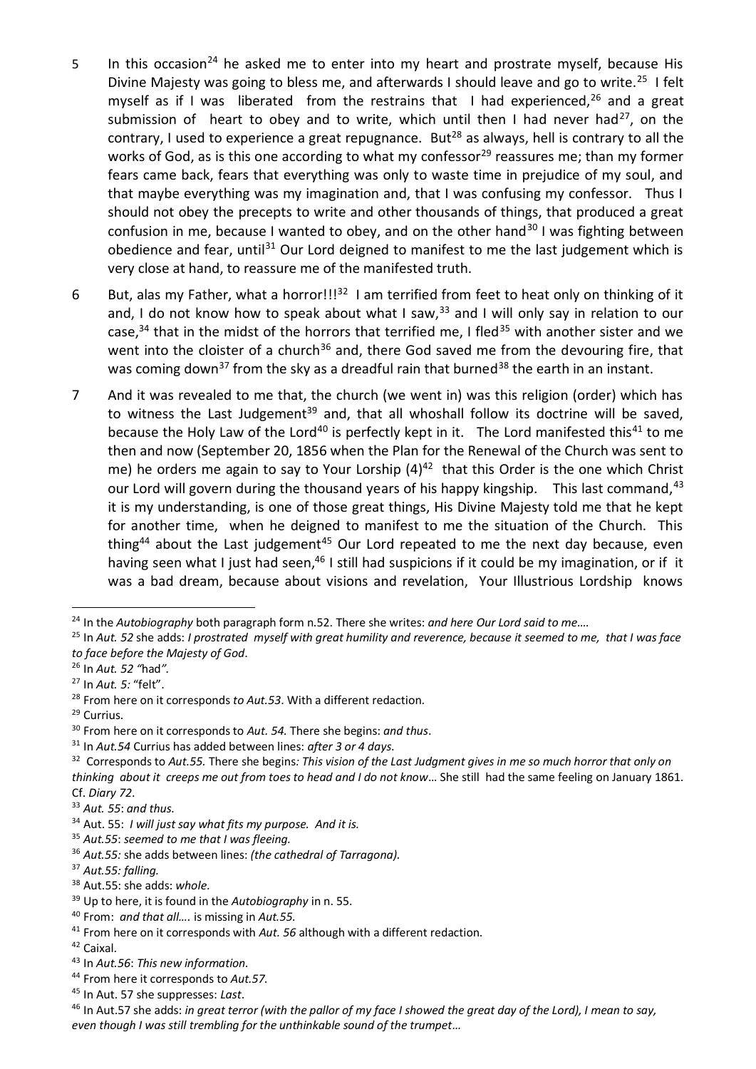5 In this occasion[24] he asked me to enter into my heart and prostrate myself, because His Divine Majesty was going to bless me, and afterwards I should leave and go to write.[25] I felt myself as if I was liberated from the restrains that I had experienced,[26] and a great submission of heart to obey and to write, which until then I had never had[27], on the contrary, I used to experience a great repugnance. But[28] as always, hell is contrary to all the works of God, as is this one according to what my confessor[29] reassures me; than my former fears came back, fears that everything was only to waste time in prejudice of my soul, and that maybe everything was my imagination and, that I was confusing my confessor. Thus I should not obey the precepts to write and other thousands of things, that produced a great confusion in me, because I wanted to obey, and on the other hand[30] I was fighting between obedience and fear, until[31] Our Lord deigned to manifest to me the last judgement which is very close at hand, to reassure me of the manifested truth.

6 But, alas my Father, what a horror!!![32] I am terrified from feet to heat only on thinking of it and, I do not know how to speak about what I saw,[33] and I will only say in relation to our case,[34] that in the midst of the horrors that terrified me, I fled[35] with another sister and we went into the cloister of a church[36] and, there God saved me from the devouring fire, that was coming down[37] from the sky as a dreadful rain that burned[38] the earth in an instant.

7 And it was revealed to me that, the church (we went in) was this religion (order) which has to witness the Last Judgement[39] and, that all whoshall follow its doctrine will be saved, because the Holy Law of the Lord[40] is perfectly kept in it. The Lord manifested this[41] to me then and now (September 20, 1856 when the Plan for the Renewal of the Church was sent to me) he orders me again to say to Your Lorship (4)[42] that this Order is the one which Christ our Lord will govern during the thousand years of his happy kingship. This last command,[43] it is my understanding, is one of those great things, His Divine Majesty told me that he kept for another time, when he deigned to manifest to me the situation of the Church. This thing[44] about the Last judgement[45] Our Lord repeated to me the next day because, even having seen what I just had seen,[46] I still had suspicions if it could be my imagination, or if it was a bad dream, because about visions and revelation, Your Illustrious Lordship knows

---

[24] In the *Autobiography* both paragraph form n.52. There she writes: *and here Our Lord said to me….*

[25] In *Aut. 52* she adds: *I prostrated myself with great humility and reverence, because it seemed to me, that I was face to face before the Majesty of God*.

[26] In *Aut. 52 "*had*"*.

[27] In *Aut. 5:* "felt".

[28] From here on it corresponds *to Aut.53*. With a different redaction.

[29] Currius.

[30] From here on it corresponds to *Aut. 54.* There she begins: *and thus*.

[31] In *Aut.54* Currius has added between lines: *after 3 or 4 days*.

[32] Corresponds to *Aut.55.* There she begins*: This vision of the Last Judgment gives in me so much horror that only on thinking about it creeps me out from toes to head and I do not know*… She still had the same feeling on January 1861. Cf. *Diary 72*.

[33] *Aut. 55*: *and thus.*

[34] Aut. 55: *I will just say what fits my purpose. And it is.*

[35] *Aut.55*: *seemed to me that I was fleeing.*

[36] *Aut.55:* she adds between lines: *(the cathedral of Tarragona).*

[37] *Aut.55: falling.*

[38] Aut.55: she adds: *whole*.

[39] Up to here, it is found in the *Autobiography* in n. 55.

[40] From: *and that all….* is missing in *Aut.55.*

[41] From here on it corresponds with *Aut. 56* although with a different redaction.

[42] Caixal.

[43] In *Aut.56*: *This new information*.

[44] From here it corresponds to *Aut.57.*

[45] In Aut. 57 she suppresses: *Last*.

[46] In Aut.57 she adds: *in great terror (with the pallor of my face I showed the great day of the Lord), I mean to say, even though I was still trembling for the unthinkable sound of the trumpet…*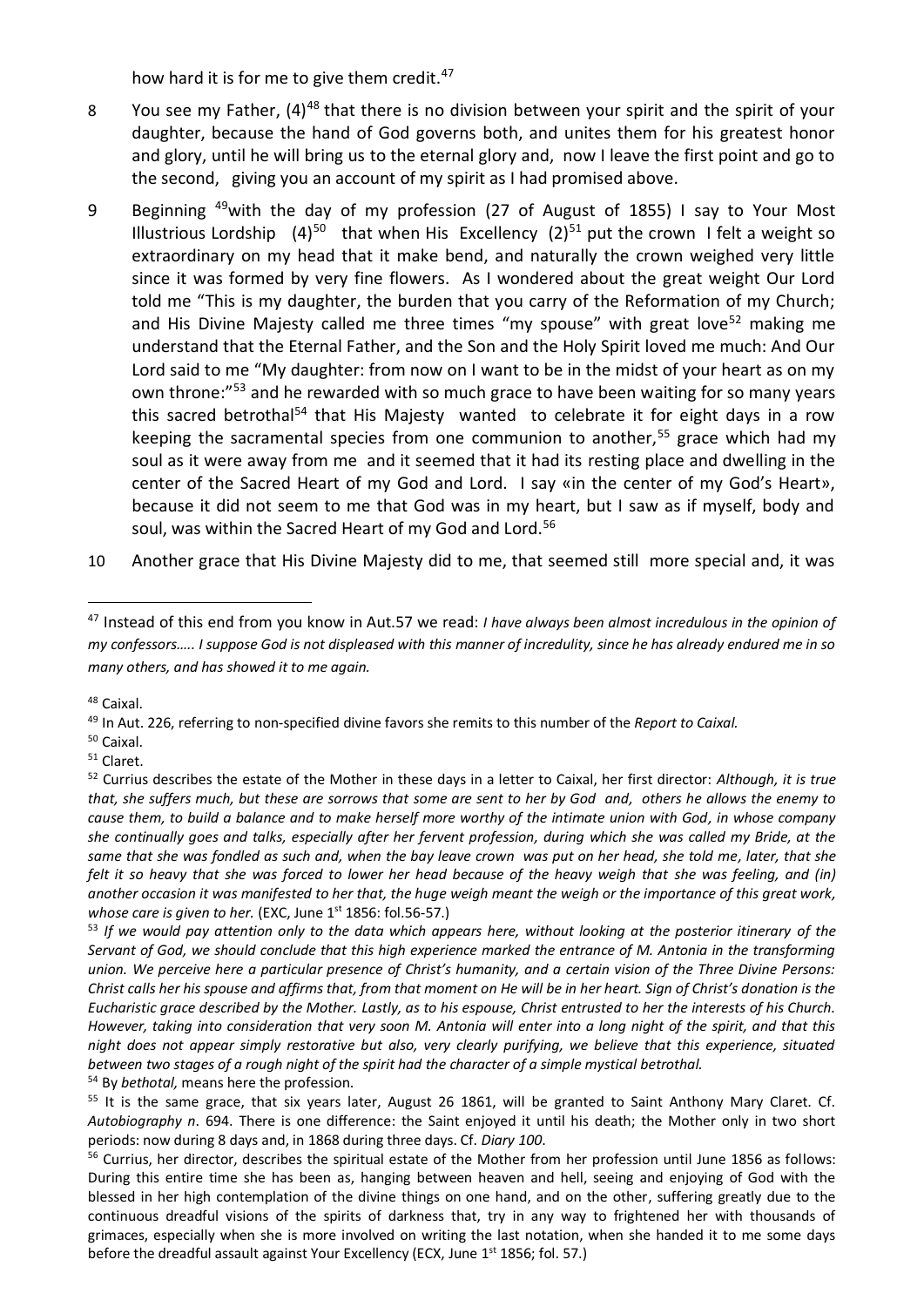how hard it is for me to give them credit.[47]

8 You see my Father, (4)[48] that there is no division between your spirit and the spirit of your daughter, because the hand of God governs both, and unites them for his greatest honor and glory, until he will bring us to the eternal glory and, now I leave the first point and go to the second, giving you an account of my spirit as I had promised above.

9 Beginning [49]with the day of my profession (27 of August of 1855) I say to Your Most Illustrious Lordship (4)[50] that when His Excellency (2)[51] put the crown I felt a weight so extraordinary on my head that it make bend, and naturally the crown weighed very little since it was formed by very fine flowers. As I wondered about the great weight Our Lord told me "This is my daughter, the burden that you carry of the Reformation of my Church; and His Divine Majesty called me three times "my spouse" with great love[52] making me understand that the Eternal Father, and the Son and the Holy Spirit loved me much: And Our Lord said to me "My daughter: from now on I want to be in the midst of your heart as on my own throne:"[53] and he rewarded with so much grace to have been waiting for so many years this sacred betrothal[54] that His Majesty wanted to celebrate it for eight days in a row keeping the sacramental species from one communion to another,[55] grace which had my soul as it were away from me and it seemed that it had its resting place and dwelling in the center of the Sacred Heart of my God and Lord. I say «in the center of my God's Heart», because it did not seem to me that God was in my heart, but I saw as if myself, body and soul, was within the Sacred Heart of my God and Lord.[56]

10 Another grace that His Divine Majesty did to me, that seemed still more special and, it was

---

[47] Instead of this end from you know in Aut.57 we read: *I have always been almost incredulous in the opinion of my confessors….. I suppose God is not displeased with this manner of incredulity, since he has already endured me in so many others, and has showed it to me again.*

[48] Caixal.

[49] In Aut. 226, referring to non-specified divine favors she remits to this number of the *Report to Caixal.*

[50] Caixal.

[51] Claret.

[52] Currius describes the estate of the Mother in these days in a letter to Caixal, her first director: *Although, it is true that, she suffers much, but these are sorrows that some are sent to her by God and, others he allows the enemy to cause them, to build a balance and to make herself more worthy of the intimate union with God, in whose company she continually goes and talks, especially after her fervent profession, during which she was called my Bride, at the same that she was fondled as such and, when the bay leave crown was put on her head, she told me, later, that she felt it so heavy that she was forced to lower her head because of the heavy weigh that she was feeling, and (in) another occasion it was manifested to her that, the huge weigh meant the weigh or the importance of this great work, whose care is given to her.* (EXC, June 1st 1856: fol.56-57.)

[53] *If we would pay attention only to the data which appears here, without looking at the posterior itinerary of the Servant of God, we should conclude that this high experience marked the entrance of M. Antonia in the transforming union. We perceive here a particular presence of Christ's humanity, and a certain vision of the Three Divine Persons: Christ calls her his spouse and affirms that, from that moment on He will be in her heart. Sign of Christ's donation is the Eucharistic grace described by the Mother. Lastly, as to his espouse, Christ entrusted to her the interests of his Church. However, taking into consideration that very soon M. Antonia will enter into a long night of the spirit, and that this night does not appear simply restorative but also, very clearly purifying, we believe that this experience, situated between two stages of a rough night of the spirit had the character of a simple mystical betrothal.*

[54] By *bethotal,* means here the profession.

[55] It is the same grace, that six years later, August 26 1861, will be granted to Saint Anthony Mary Claret. Cf. *Autobiography n*. 694. There is one difference: the Saint enjoyed it until his death; the Mother only in two short periods: now during 8 days and, in 1868 during three days. Cf. *Diary 100*.

[56] Currius, her director, describes the spiritual estate of the Mother from her profession until June 1856 as follows: During this entire time she has been as, hanging between heaven and hell, seeing and enjoying of God with the blessed in her high contemplation of the divine things on one hand, and on the other, suffering greatly due to the continuous dreadful visions of the spirits of darkness that, try in any way to frightened her with thousands of grimaces, especially when she is more involved on writing the last notation, when she handed it to me some days before the dreadful assault against Your Excellency (ECX, June 1st 1856; fol. 57.)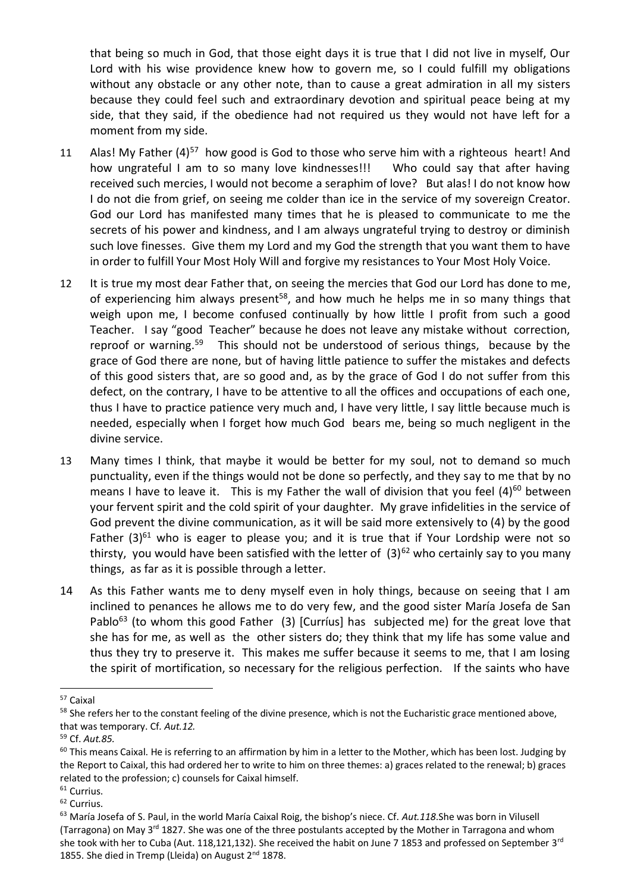that being so much in God, that those eight days it is true that I did not live in myself, Our Lord with his wise providence knew how to govern me, so I could fulfill my obligations without any obstacle or any other note, than to cause a great admiration in all my sisters because they could feel such and extraordinary devotion and spiritual peace being at my side, that they said, if the obedience had not required us they would not have left for a moment from my side.

11 Alas! My Father (4)[57] how good is God to those who serve him with a righteous heart! And how ungrateful I am to so many love kindnesses!!! Who could say that after having received such mercies, I would not become a seraphim of love? But alas! I do not know how I do not die from grief, on seeing me colder than ice in the service of my sovereign Creator. God our Lord has manifested many times that he is pleased to communicate to me the secrets of his power and kindness, and I am always ungrateful trying to destroy or diminish such love finesses. Give them my Lord and my God the strength that you want them to have in order to fulfill Your Most Holy Will and forgive my resistances to Your Most Holy Voice.

12 It is true my most dear Father that, on seeing the mercies that God our Lord has done to me, of experiencing him always present[58], and how much he helps me in so many things that weigh upon me, I become confused continually by how little I profit from such a good Teacher. I say "good Teacher" because he does not leave any mistake without correction, reproof or warning.[59] This should not be understood of serious things, because by the grace of God there are none, but of having little patience to suffer the mistakes and defects of this good sisters that, are so good and, as by the grace of God I do not suffer from this defect, on the contrary, I have to be attentive to all the offices and occupations of each one, thus I have to practice patience very much and, I have very little, I say little because much is needed, especially when I forget how much God bears me, being so much negligent in the divine service.

13 Many times I think, that maybe it would be better for my soul, not to demand so much punctuality, even if the things would not be done so perfectly, and they say to me that by no means I have to leave it. This is my Father the wall of division that you feel (4)[60] between your fervent spirit and the cold spirit of your daughter. My grave infidelities in the service of God prevent the divine communication, as it will be said more extensively to (4) by the good Father (3)[61] who is eager to please you; and it is true that if Your Lordship were not so thirsty, you would have been satisfied with the letter of (3)[62] who certainly say to you many things, as far as it is possible through a letter.

14 As this Father wants me to deny myself even in holy things, because on seeing that I am inclined to penances he allows me to do very few, and the good sister María Josefa de San Pablo[63] (to whom this good Father (3) [Currius] has subjected me) for the great love that she has for me, as well as the other sisters do; they think that my life has some value and thus they try to preserve it. This makes me suffer because it seems to me, that I am losing the spirit of mortification, so necessary for the religious perfection. If the saints who have

---

[57] Caixal

[58] She refers her to the constant feeling of the divine presence, which is not the Eucharistic grace mentioned above, that was temporary. Cf. *Aut.12.*

[59] Cf. *Aut.85.*

[60] This means Caixal. He is referring to an affirmation by him in a letter to the Mother, which has been lost. Judging by the Report to Caixal, this had ordered her to write to him on three themes: a) graces related to the renewal; b) graces related to the profession; c) counsels for Caixal himself.

[61] Currius.

[62] Currius.

[63] María Josefa of S. Paul, in the world María Caixal Roig, the bishop's niece. Cf. *Aut.118*.She was born in Vilusell (Tarragona) on May 3rd 1827. She was one of the three postulants accepted by the Mother in Tarragona and whom she took with her to Cuba (Aut. 118,121,132). She received the habit on June 7 1853 and professed on September 3rd 1855. She died in Tremp (Lleida) on August 2nd 1878.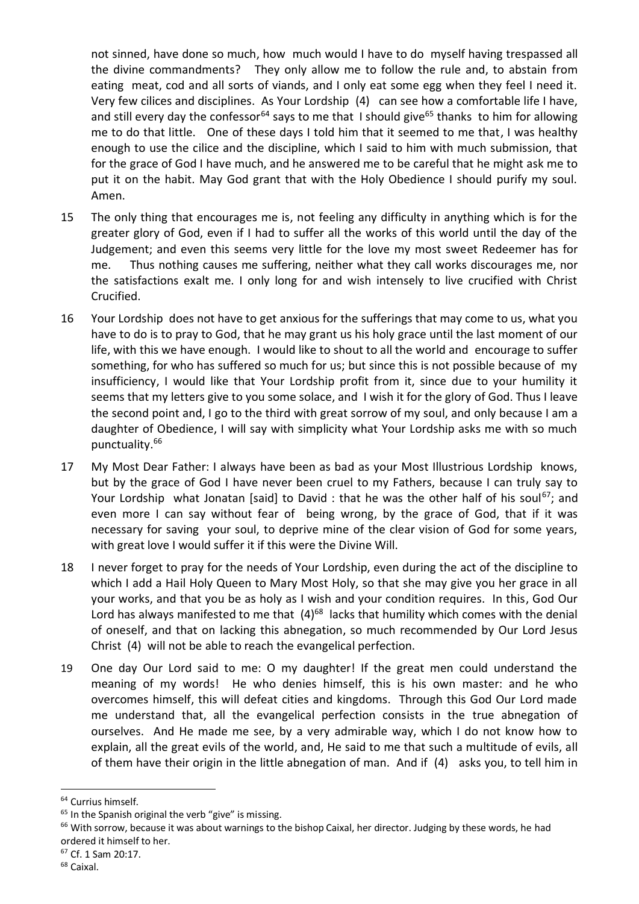not sinned, have done so much, how much would I have to do myself having trespassed all the divine commandments? They only allow me to follow the rule and, to abstain from eating meat, cod and all sorts of viands, and I only eat some egg when they feel I need it. Very few cilices and disciplines. As Your Lordship (4) can see how a comfortable life I have, and still every day the confessor[64] says to me that I should give[65] thanks to him for allowing me to do that little. One of these days I told him that it seemed to me that, I was healthy enough to use the cilice and the discipline, which I said to him with much submission, that for the grace of God I have much, and he answered me to be careful that he might ask me to put it on the habit. May God grant that with the Holy Obedience I should purify my soul. Amen.

15 The only thing that encourages me is, not feeling any difficulty in anything which is for the greater glory of God, even if I had to suffer all the works of this world until the day of the Judgement; and even this seems very little for the love my most sweet Redeemer has for me. Thus nothing causes me suffering, neither what they call works discourages me, nor the satisfactions exalt me. I only long for and wish intensely to live crucified with Christ Crucified.

16 Your Lordship does not have to get anxious for the sufferings that may come to us, what you have to do is to pray to God, that he may grant us his holy grace until the last moment of our life, with this we have enough. I would like to shout to all the world and encourage to suffer something, for who has suffered so much for us; but since this is not possible because of my insufficiency, I would like that Your Lordship profit from it, since due to your humility it seems that my letters give to you some solace, and I wish it for the glory of God. Thus I leave the second point and, I go to the third with great sorrow of my soul, and only because I am a daughter of Obedience, I will say with simplicity what Your Lordship asks me with so much punctuality.[66]

17 My Most Dear Father: I always have been as bad as your Most Illustrious Lordship knows, but by the grace of God I have never been cruel to my Fathers, because I can truly say to Your Lordship what Jonatan [said] to David : that he was the other half of his soul[67]; and even more I can say without fear of being wrong, by the grace of God, that if it was necessary for saving your soul, to deprive mine of the clear vision of God for some years, with great love I would suffer it if this were the Divine Will.

18 I never forget to pray for the needs of Your Lordship, even during the act of the discipline to which I add a Hail Holy Queen to Mary Most Holy, so that she may give you her grace in all your works, and that you be as holy as I wish and your condition requires. In this, God Our Lord has always manifested to me that (4)[68] lacks that humility which comes with the denial of oneself, and that on lacking this abnegation, so much recommended by Our Lord Jesus Christ (4) will not be able to reach the evangelical perfection.

19 One day Our Lord said to me: O my daughter! If the great men could understand the meaning of my words! He who denies himself, this is his own master: and he who overcomes himself, this will defeat cities and kingdoms. Through this God Our Lord made me understand that, all the evangelical perfection consists in the true abnegation of ourselves. And He made me see, by a very admirable way, which I do not know how to explain, all the great evils of the world, and, He said to me that such a multitude of evils, all of them have their origin in the little abnegation of man. And if (4) asks you, to tell him in

---

[64] Currius himself.

[65] In the Spanish original the verb "give" is missing.

[66] With sorrow, because it was about warnings to the bishop Caixal, her director. Judging by these words, he had ordered it himself to her.

[67] Cf. 1 Sam 20:17.

[68] Caixal.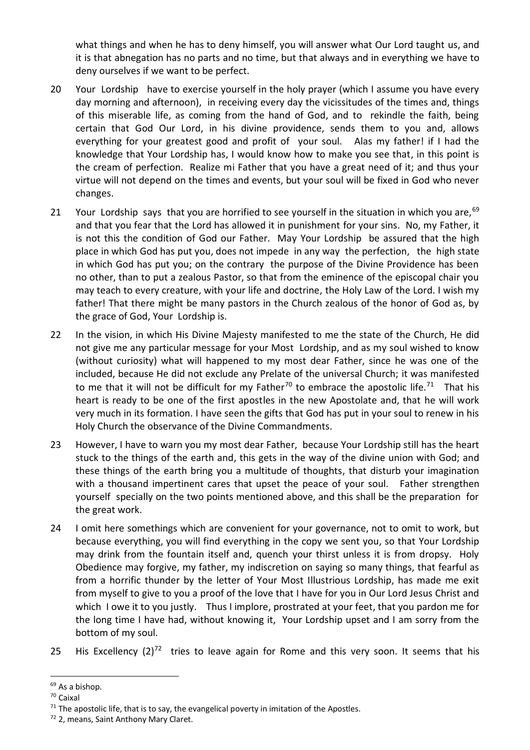what things and when he has to deny himself, you will answer what Our Lord taught us, and it is that abnegation has no parts and no time, but that always and in everything we have to deny ourselves if we want to be perfect.

20 Your Lordship have to exercise yourself in the holy prayer (which I assume you have every day morning and afternoon), in receiving every day the vicissitudes of the times and, things of this miserable life, as coming from the hand of God, and to rekindle the faith, being certain that God Our Lord, in his divine providence, sends them to you and, allows everything for your greatest good and profit of your soul. Alas my father! if I had the knowledge that Your Lordship has, I would know how to make you see that, in this point is the cream of perfection. Realize mi Father that you have a great need of it; and thus your virtue will not depend on the times and events, but your soul will be fixed in God who never changes.

21 Your Lordship says that you are horrified to see yourself in the situation in which you are,[69] and that you fear that the Lord has allowed it in punishment for your sins. No, my Father, it is not this the condition of God our Father. May Your Lordship be assured that the high place in which God has put you, does not impede in any way the perfection, the high state in which God has put you; on the contrary the purpose of the Divine Providence has been no other, than to put a zealous Pastor, so that from the eminence of the episcopal chair you may teach to every creature, with your life and doctrine, the Holy Law of the Lord. I wish my father! That there might be many pastors in the Church zealous of the honor of God as, by the grace of God, Your Lordship is.

22 In the vision, in which His Divine Majesty manifested to me the state of the Church, He did not give me any particular message for your Most Lordship, and as my soul wished to know (without curiosity) what will happened to my most dear Father, since he was one of the included, because He did not exclude any Prelate of the universal Church; it was manifested to me that it will not be difficult for my Father[70] to embrace the apostolic life.[71] That his heart is ready to be one of the first apostles in the new Apostolate and, that he will work very much in its formation. I have seen the gifts that God has put in your soul to renew in his Holy Church the observance of the Divine Commandments.

23 However, I have to warn you my most dear Father, because Your Lordship still has the heart stuck to the things of the earth and, this gets in the way of the divine union with God; and these things of the earth bring you a multitude of thoughts, that disturb your imagination with a thousand impertinent cares that upset the peace of your soul. Father strengthen yourself specially on the two points mentioned above, and this shall be the preparation for the great work.

24 I omit here somethings which are convenient for your governance, not to omit to work, but because everything, you will find everything in the copy we sent you, so that Your Lordship may drink from the fountain itself and, quench your thirst unless it is from dropsy. Holy Obedience may forgive, my father, my indiscretion on saying so many things, that fearful as from a horrific thunder by the letter of Your Most Illustrious Lordship, has made me exit from myself to give to you a proof of the love that I have for you in Our Lord Jesus Christ and which I owe it to you justly. Thus I implore, prostrated at your feet, that you pardon me for the long time I have had, without knowing it, Your Lordship upset and I am sorry from the bottom of my soul.

25 His Excellency (2)[72] tries to leave again for Rome and this very soon. It seems that his

---

[69] As a bishop.

[70] Caixal

[71] The apostolic life, that is to say, the evangelical poverty in imitation of the Apostles.

[72] 2, means, Saint Anthony Mary Claret.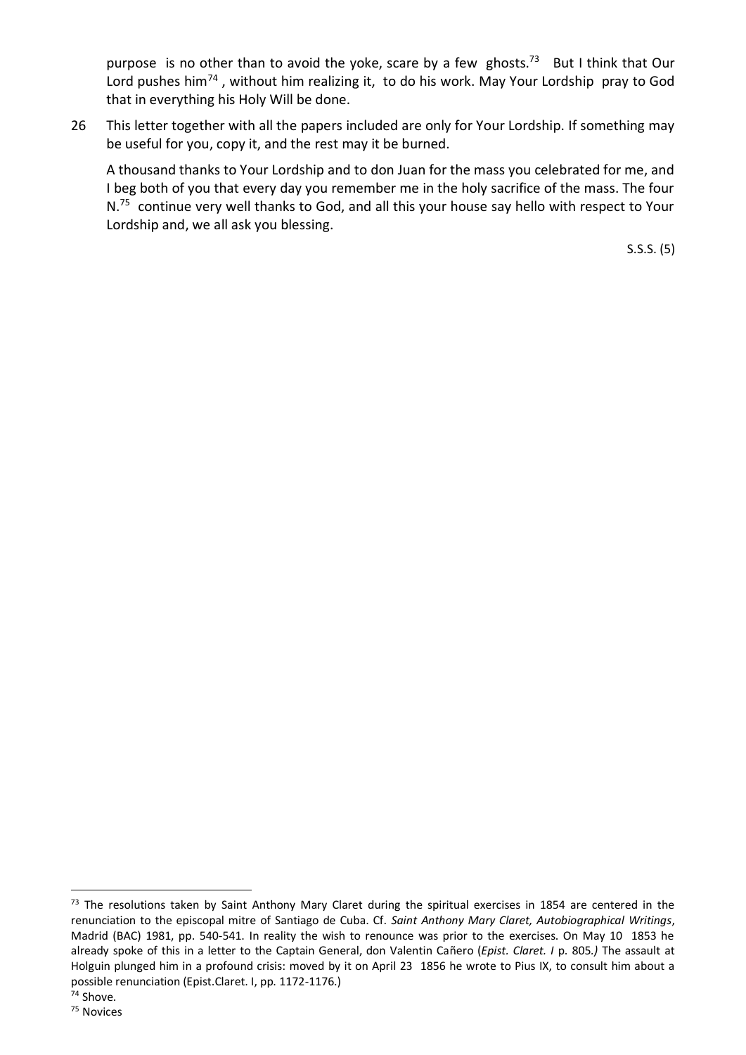purpose is no other than to avoid the yoke, scare by a few ghosts.[73] But I think that Our Lord pushes him[74], without him realizing it, to do his work. May Your Lordship pray to God that in everything his Holy Will be done.

26 This letter together with all the papers included are only for Your Lordship. If something may be useful for you, copy it, and the rest may it be burned.

A thousand thanks to Your Lordship and to don Juan for the mass you celebrated for me, and I beg both of you that every day you remember me in the holy sacrifice of the mass. The four N.[75] continue very well thanks to God, and all this your house say hello with respect to Your Lordship and, we all ask you blessing.

S.S.S. (5)

---

[73] The resolutions taken by Saint Anthony Mary Claret during the spiritual exercises in 1854 are centered in the renunciation to the episcopal mitre of Santiago de Cuba. Cf. *Saint Anthony Mary Claret, Autobiographical Writings*, Madrid (BAC) 1981, pp. 540-541. In reality the wish to renounce was prior to the exercises. On May 10 1853 he already spoke of this in a letter to the Captain General, don Valentin Cañero (*Epist. Claret. I* p. 805.) The assault at Holguin plunged him in a profound crisis: moved by it on April 23 1856 he wrote to Pius IX, to consult him about a possible renunciation (Epist.Claret. I, pp. 1172-1176.)

[74] Shove.

[75] Novices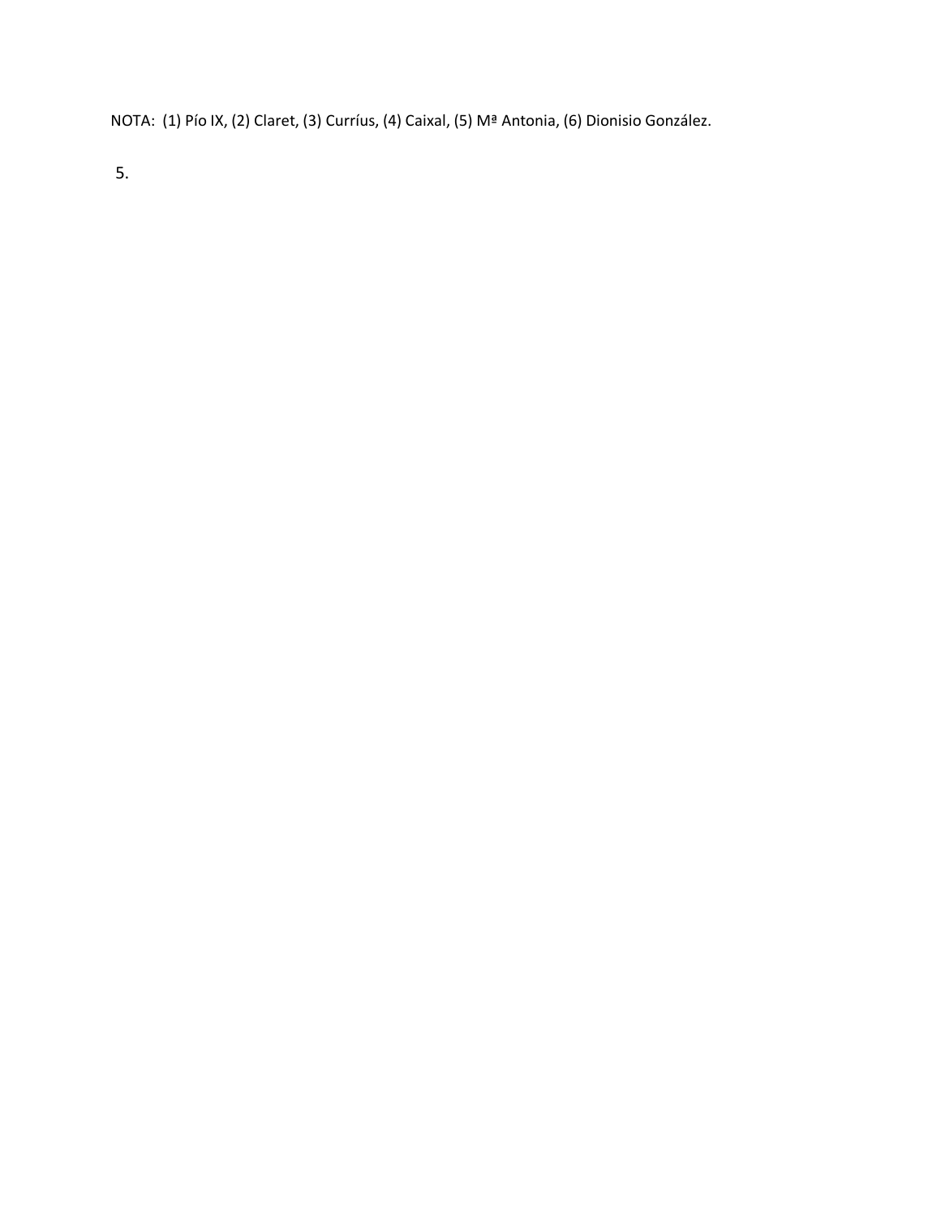NOTA: (1) Pío IX, (2) Claret, (3) Curríus, (4) Caixal, (5) Mª Antonia, (6) Dionisio González.

5.